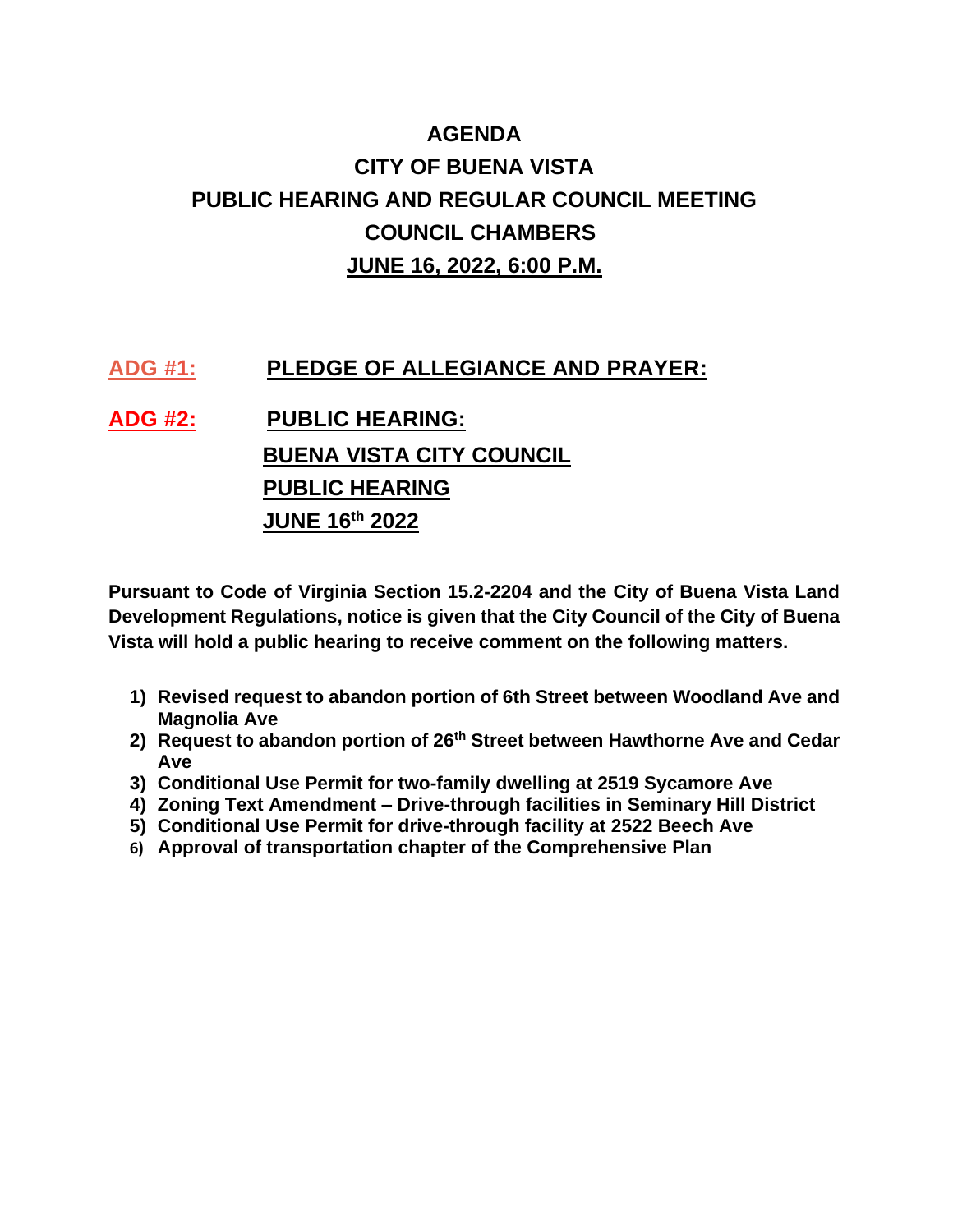# AGENDA
# CITY OF BUENA VISTA
# PUBLIC HEARING AND REGULAR COUNCIL MEETING
# COUNCIL CHAMBERS
# JUNE 16, 2022, 6:00 P.M.

**ADG #1:** **PLEDGE OF ALLEGIANCE AND PRAYER:**

**ADG #2:** **PUBLIC HEARING:**

**BUENA VISTA CITY COUNCIL**
**PUBLIC HEARING**
**JUNE 16th 2022**

**Pursuant to Code of Virginia Section 15.2-2204 and the City of Buena Vista Land Development Regulations, notice is given that the City Council of the City of Buena Vista will hold a public hearing to receive comment on the following matters.**

1) **Revised request to abandon portion of 6th Street between Woodland Ave and Magnolia Ave**
2) **Request to abandon portion of 26th Street between Hawthorne Ave and Cedar Ave**
3) **Conditional Use Permit for two-family dwelling at 2519 Sycamore Ave**
4) **Zoning Text Amendment – Drive-through facilities in Seminary Hill District**
5) **Conditional Use Permit for drive-through facility at 2522 Beech Ave**
6) **Approval of transportation chapter of the Comprehensive Plan**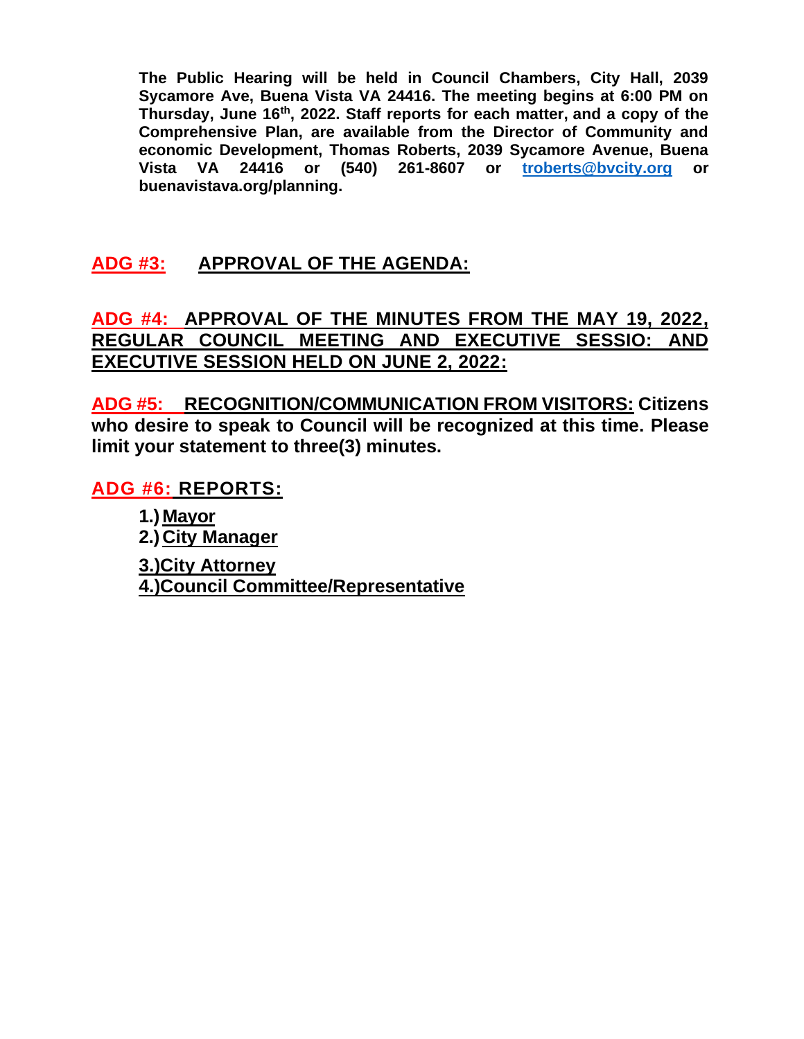**The Public Hearing will be held in Council Chambers, City Hall, 2039 Sycamore Ave, Buena Vista VA 24416. The meeting begins at 6:00 PM on Thursday, June 16th, 2022. Staff reports for each matter, and a copy of the Comprehensive Plan, are available from the Director of Community and economic Development, Thomas Roberts, 2039 Sycamore Avenue, Buena Vista VA 24416 or (540) 261-8607 or troberts@bvcity.org or buenavistava.org/planning.**

## ADG #3: APPROVAL OF THE AGENDA:

## ADG #4: APPROVAL OF THE MINUTES FROM THE MAY 19, 2022, REGULAR COUNCIL MEETING AND EXECUTIVE SESSIO: AND EXECUTIVE SESSION HELD ON JUNE 2, 2022:

**ADG #5: RECOGNITION/COMMUNICATION FROM VISITORS: Citizens who desire to speak to Council will be recognized at this time. Please limit your statement to three(3) minutes.**

## ADG #6: REPORTS:

1.) **Mayor**
2.) **City Manager**
3.) **City Attorney**
4.) **Council Committee/Representative**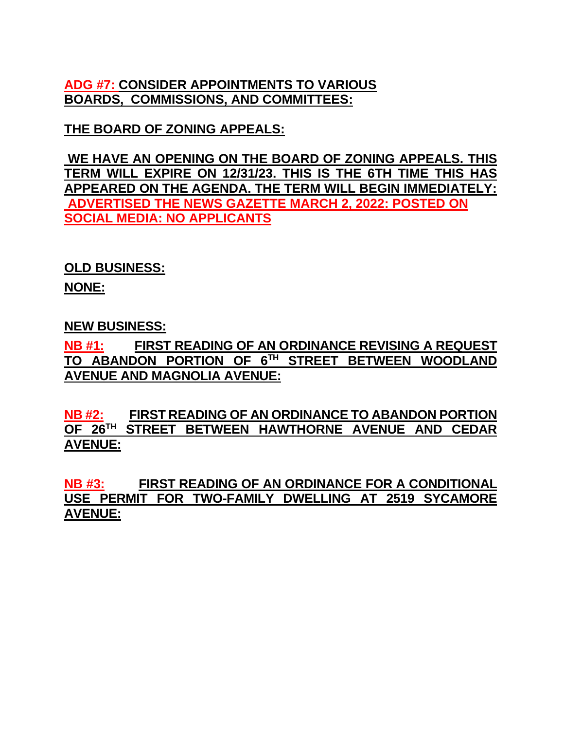**ADG #7: CONSIDER APPOINTMENTS TO VARIOUS BOARDS, COMMISSIONS, AND COMMITTEES:**

**THE BOARD OF ZONING APPEALS:**

**WE HAVE AN OPENING ON THE BOARD OF ZONING APPEALS. THIS TERM WILL EXPIRE ON 12/31/23. THIS IS THE 6TH TIME THIS HAS APPEARED ON THE AGENDA. THE TERM WILL BEGIN IMMEDIATELY: ADVERTISED THE NEWS GAZETTE MARCH 2, 2022: POSTED ON SOCIAL MEDIA: NO APPLICANTS**

**OLD BUSINESS:**

**NONE:**

**NEW BUSINESS:**

**NB #1: FIRST READING OF AN ORDINANCE REVISING A REQUEST TO ABANDON PORTION OF 6TH STREET BETWEEN WOODLAND AVENUE AND MAGNOLIA AVENUE:**

**NB #2: FIRST READING OF AN ORDINANCE TO ABANDON PORTION OF 26TH STREET BETWEEN HAWTHORNE AVENUE AND CEDAR AVENUE:**

**NB #3: FIRST READING OF AN ORDINANCE FOR A CONDITIONAL USE PERMIT FOR TWO-FAMILY DWELLING AT 2519 SYCAMORE AVENUE:**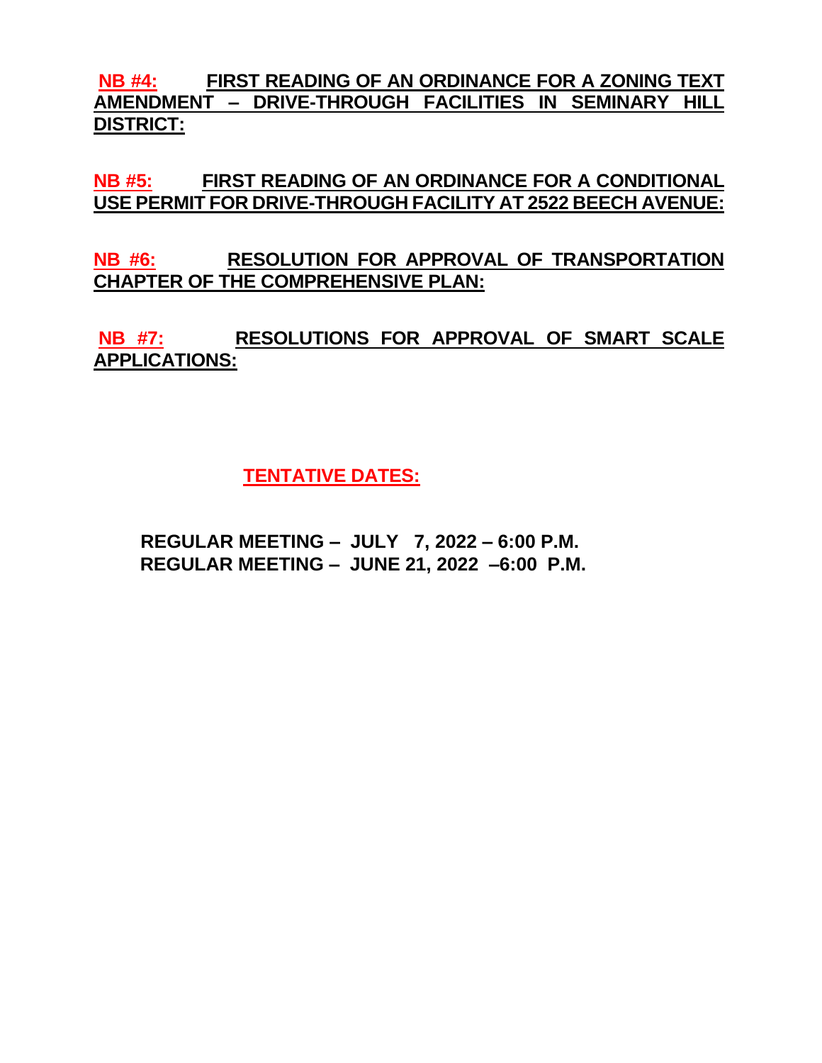**NB #4: FIRST READING OF AN ORDINANCE FOR A ZONING TEXT AMENDMENT – DRIVE-THROUGH FACILITIES IN SEMINARY HILL DISTRICT:**

**NB #5: FIRST READING OF AN ORDINANCE FOR A CONDITIONAL USE PERMIT FOR DRIVE-THROUGH FACILITY AT 2522 BEECH AVENUE:**

**NB #6: RESOLUTION FOR APPROVAL OF TRANSPORTATION CHAPTER OF THE COMPREHENSIVE PLAN:**

**NB #7: RESOLUTIONS FOR APPROVAL OF SMART SCALE APPLICATIONS:**

**TENTATIVE DATES:**

**REGULAR MEETING – JULY 7, 2022 – 6:00 P.M.**
**REGULAR MEETING – JUNE 21, 2022 –6:00 P.M.**